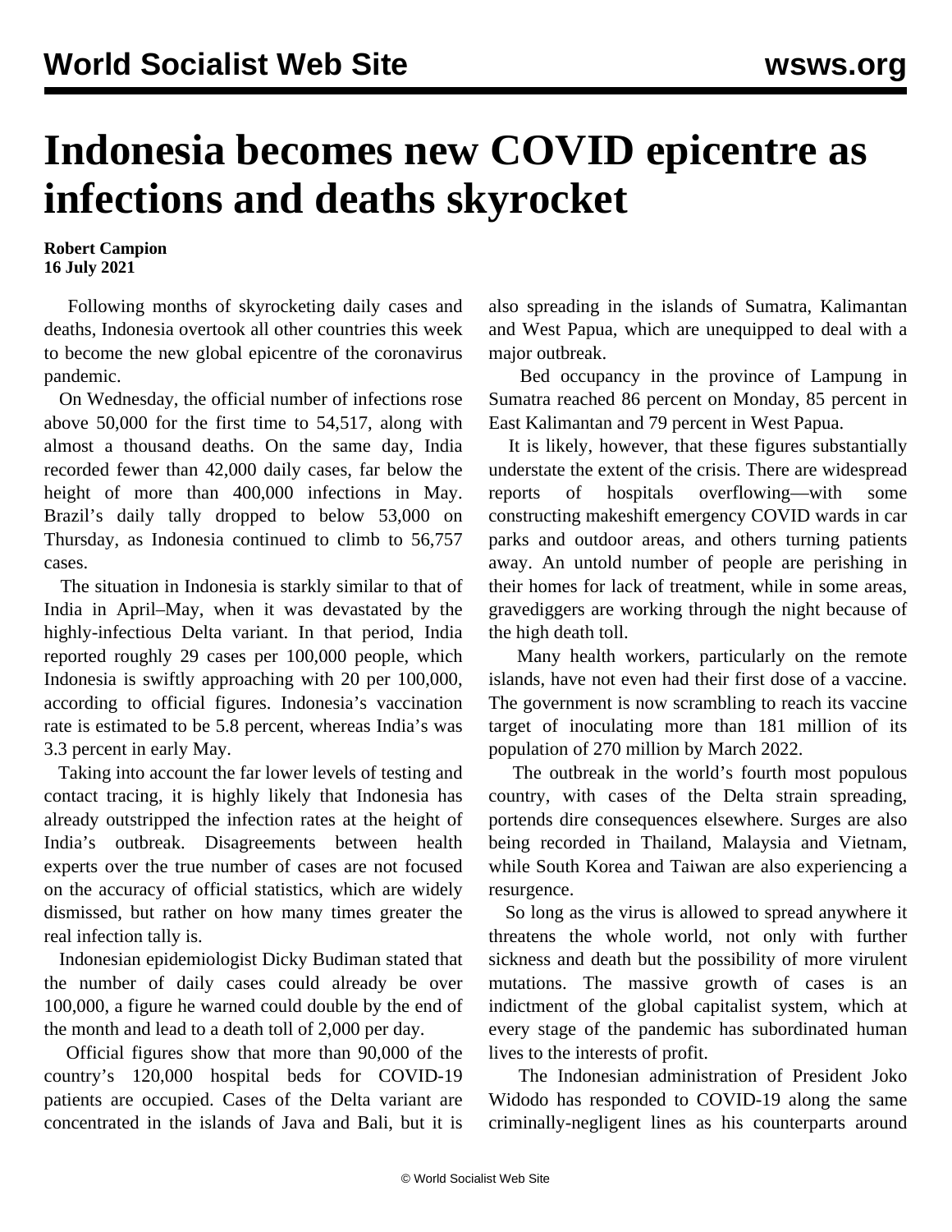# Indonesia becomes new COVID epicentre as infections and deaths skyrocket

**Robert Campion**
**16 July 2021**

Following months of skyrocketing daily cases and deaths, Indonesia overtook all other countries this week to become the new global epicentre of the coronavirus pandemic.

On Wednesday, the official number of infections rose above 50,000 for the first time to 54,517, along with almost a thousand deaths. On the same day, India recorded fewer than 42,000 daily cases, far below the height of more than 400,000 infections in May. Brazil's daily tally dropped to below 53,000 on Thursday, as Indonesia continued to climb to 56,757 cases.

The situation in Indonesia is starkly similar to that of India in April–May, when it was devastated by the highly-infectious Delta variant. In that period, India reported roughly 29 cases per 100,000 people, which Indonesia is swiftly approaching with 20 per 100,000, according to official figures. Indonesia's vaccination rate is estimated to be 5.8 percent, whereas India's was 3.3 percent in early May.

Taking into account the far lower levels of testing and contact tracing, it is highly likely that Indonesia has already outstripped the infection rates at the height of India's outbreak. Disagreements between health experts over the true number of cases are not focused on the accuracy of official statistics, which are widely dismissed, but rather on how many times greater the real infection tally is.

Indonesian epidemiologist Dicky Budiman stated that the number of daily cases could already be over 100,000, a figure he warned could double by the end of the month and lead to a death toll of 2,000 per day.

Official figures show that more than 90,000 of the country's 120,000 hospital beds for COVID-19 patients are occupied. Cases of the Delta variant are concentrated in the islands of Java and Bali, but it is also spreading in the islands of Sumatra, Kalimantan and West Papua, which are unequipped to deal with a major outbreak.

Bed occupancy in the province of Lampung in Sumatra reached 86 percent on Monday, 85 percent in East Kalimantan and 79 percent in West Papua.

It is likely, however, that these figures substantially understate the extent of the crisis. There are widespread reports of hospitals overflowing—with some constructing makeshift emergency COVID wards in car parks and outdoor areas, and others turning patients away. An untold number of people are perishing in their homes for lack of treatment, while in some areas, gravediggers are working through the night because of the high death toll.

Many health workers, particularly on the remote islands, have not even had their first dose of a vaccine. The government is now scrambling to reach its vaccine target of inoculating more than 181 million of its population of 270 million by March 2022.

The outbreak in the world's fourth most populous country, with cases of the Delta strain spreading, portends dire consequences elsewhere. Surges are also being recorded in Thailand, Malaysia and Vietnam, while South Korea and Taiwan are also experiencing a resurgence.

So long as the virus is allowed to spread anywhere it threatens the whole world, not only with further sickness and death but the possibility of more virulent mutations. The massive growth of cases is an indictment of the global capitalist system, which at every stage of the pandemic has subordinated human lives to the interests of profit.

The Indonesian administration of President Joko Widodo has responded to COVID-19 along the same criminally-negligent lines as his counterparts around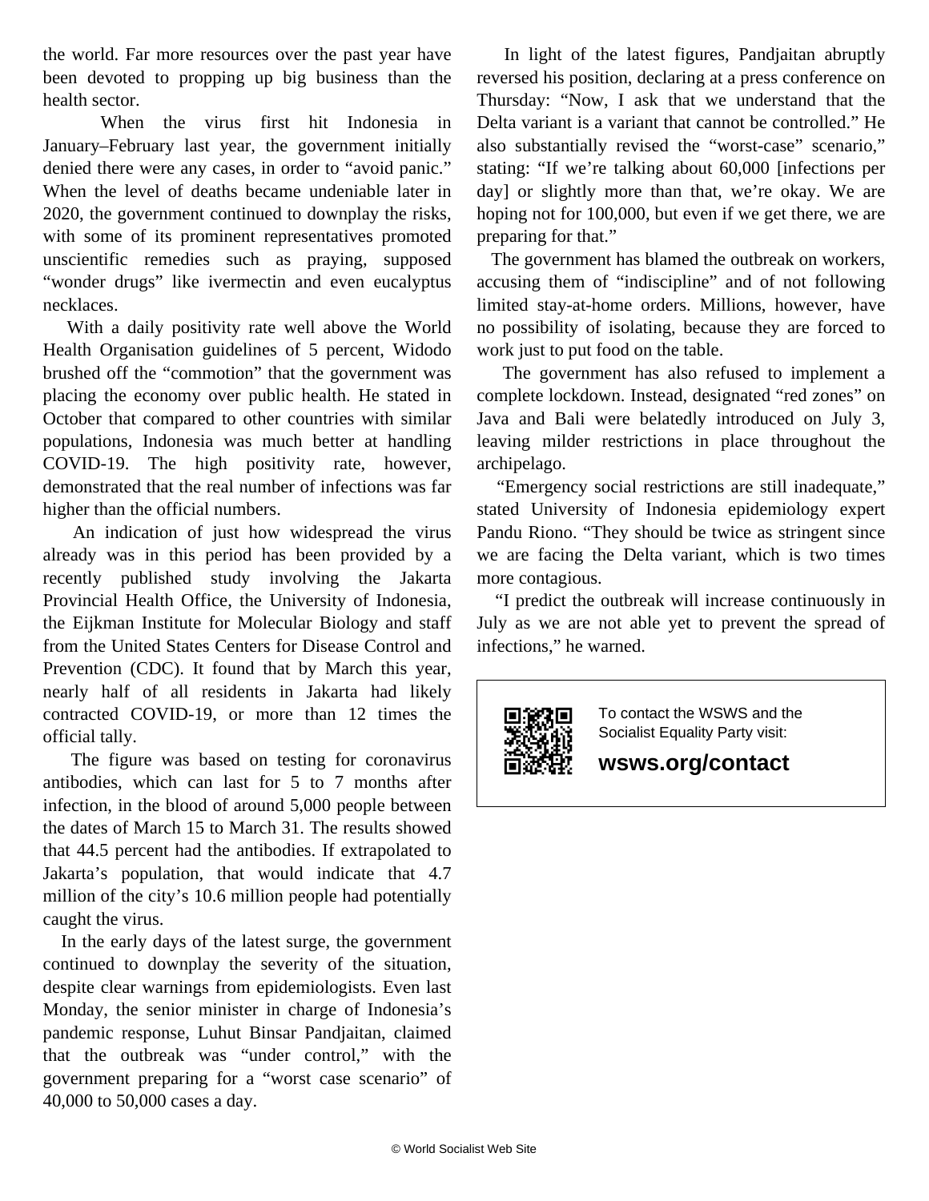the world. Far more resources over the past year have been devoted to propping up big business than the health sector.

When the virus first hit Indonesia in January–February last year, the government initially denied there were any cases, in order to "avoid panic." When the level of deaths became undeniable later in 2020, the government continued to downplay the risks, with some of its prominent representatives promoted unscientific remedies such as praying, supposed "wonder drugs" like ivermectin and even eucalyptus necklaces.

With a daily positivity rate well above the World Health Organisation guidelines of 5 percent, Widodo brushed off the "commotion" that the government was placing the economy over public health. He stated in October that compared to other countries with similar populations, Indonesia was much better at handling COVID-19. The high positivity rate, however, demonstrated that the real number of infections was far higher than the official numbers.

An indication of just how widespread the virus already was in this period has been provided by a recently published study involving the Jakarta Provincial Health Office, the University of Indonesia, the Eijkman Institute for Molecular Biology and staff from the United States Centers for Disease Control and Prevention (CDC). It found that by March this year, nearly half of all residents in Jakarta had likely contracted COVID-19, or more than 12 times the official tally.

The figure was based on testing for coronavirus antibodies, which can last for 5 to 7 months after infection, in the blood of around 5,000 people between the dates of March 15 to March 31. The results showed that 44.5 percent had the antibodies. If extrapolated to Jakarta's population, that would indicate that 4.7 million of the city's 10.6 million people had potentially caught the virus.

In the early days of the latest surge, the government continued to downplay the severity of the situation, despite clear warnings from epidemiologists. Even last Monday, the senior minister in charge of Indonesia's pandemic response, Luhut Binsar Pandjaitan, claimed that the outbreak was "under control," with the government preparing for a "worst case scenario" of 40,000 to 50,000 cases a day.

In light of the latest figures, Pandjaitan abruptly reversed his position, declaring at a press conference on Thursday: "Now, I ask that we understand that the Delta variant is a variant that cannot be controlled." He also substantially revised the "worst-case" scenario," stating: "If we're talking about 60,000 [infections per day] or slightly more than that, we're okay. We are hoping not for 100,000, but even if we get there, we are preparing for that."

The government has blamed the outbreak on workers, accusing them of "indiscipline" and of not following limited stay-at-home orders. Millions, however, have no possibility of isolating, because they are forced to work just to put food on the table.

The government has also refused to implement a complete lockdown. Instead, designated "red zones" on Java and Bali were belatedly introduced on July 3, leaving milder restrictions in place throughout the archipelago.

"Emergency social restrictions are still inadequate," stated University of Indonesia epidemiology expert Pandu Riono. "They should be twice as stringent since we are facing the Delta variant, which is two times more contagious.

"I predict the outbreak will increase continuously in July as we are not able yet to prevent the spread of infections," he warned.

To contact the WSWS and the Socialist Equality Party visit:

**wsws.org/contact**